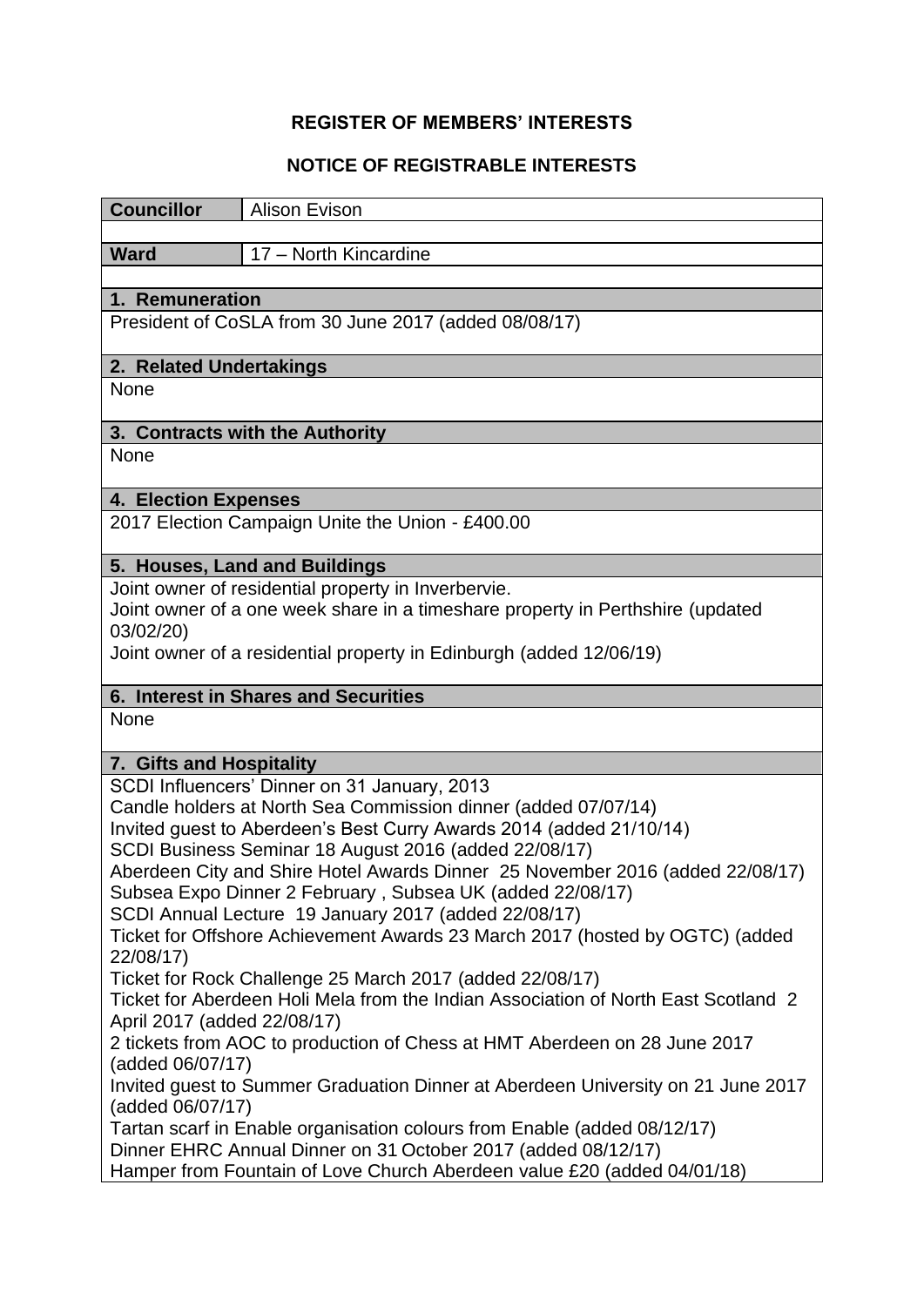# REGISTER OF MEMBERS' INTERESTS

## NOTICE OF REGISTRABLE INTERESTS

| **Councillor** | Alison Evison |
|---|---|
| **Ward** | 17 – North Kincardine |

### 1. Remuneration

President of CoSLA from 30 June 2017 (added 08/08/17)

### 2. Related Undertakings

None

### 3. Contracts with the Authority

None

### 4. Election Expenses

2017 Election Campaign Unite the Union - £400.00

### 5. Houses, Land and Buildings

Joint owner of residential property in Inverbervie.
Joint owner of a one week share in a timeshare property in Perthshire (updated 03/02/20)
Joint owner of a residential property in Edinburgh (added 12/06/19)

### 6. Interest in Shares and Securities

None

### 7. Gifts and Hospitality

SCDI Influencers' Dinner on 31 January, 2013
Candle holders at North Sea Commission dinner (added 07/07/14)
Invited guest to Aberdeen's Best Curry Awards 2014 (added 21/10/14)
SCDI Business Seminar 18 August 2016 (added 22/08/17)
Aberdeen City and Shire Hotel Awards Dinner 25 November 2016 (added 22/08/17)
Subsea Expo Dinner 2 February , Subsea UK (added 22/08/17)
SCDI Annual Lecture 19 January 2017 (added 22/08/17)
Ticket for Offshore Achievement Awards 23 March 2017 (hosted by OGTC) (added 22/08/17)
Ticket for Rock Challenge 25 March 2017 (added 22/08/17)
Ticket for Aberdeen Holi Mela from the Indian Association of North East Scotland 2 April 2017 (added 22/08/17)
2 tickets from AOC to production of Chess at HMT Aberdeen on 28 June 2017 (added 06/07/17)
Invited guest to Summer Graduation Dinner at Aberdeen University on 21 June 2017 (added 06/07/17)
Tartan scarf in Enable organisation colours from Enable (added 08/12/17)
Dinner EHRC Annual Dinner on 31 October 2017 (added 08/12/17)
Hamper from Fountain of Love Church Aberdeen value £20 (added 04/01/18)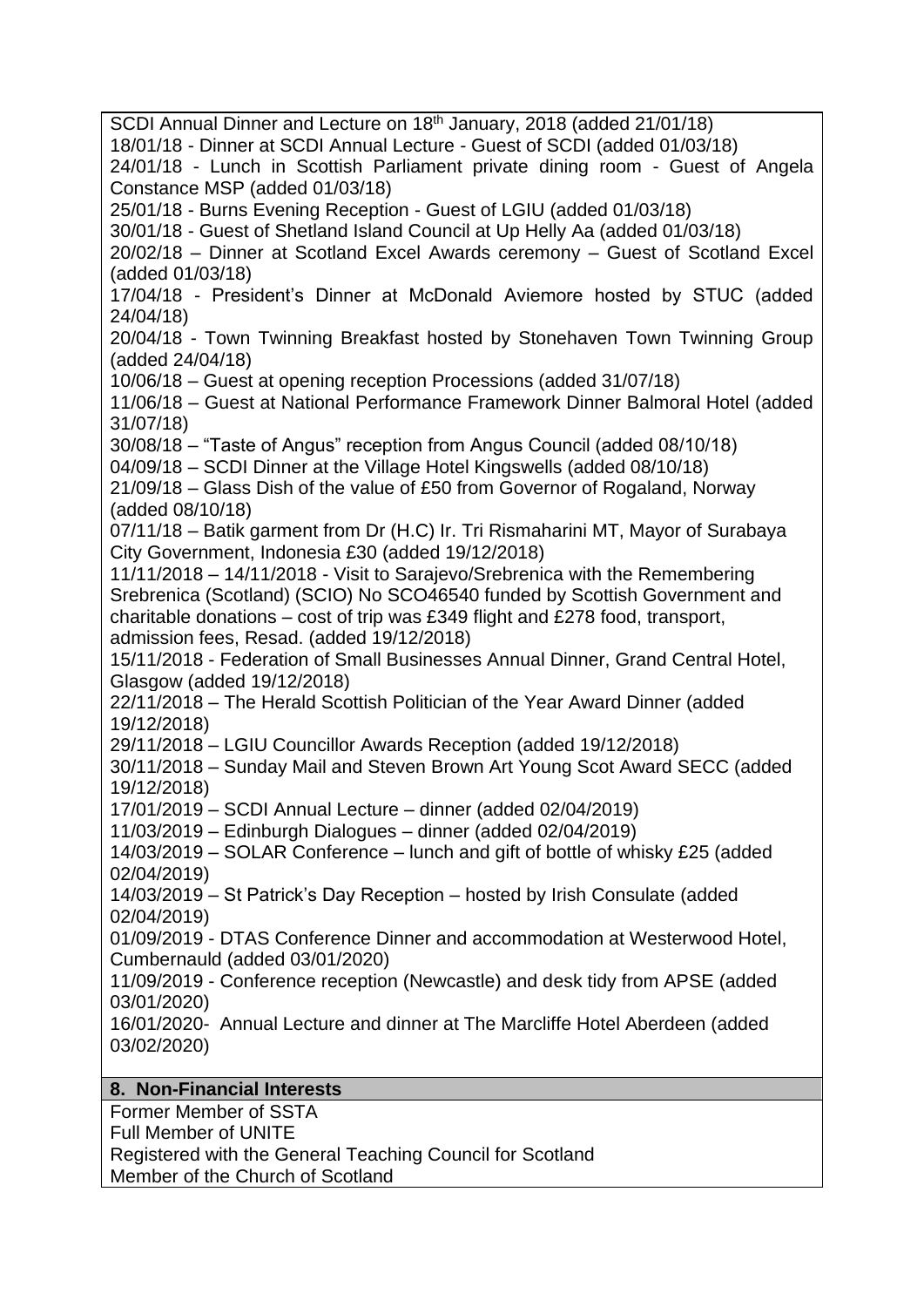SCDI Annual Dinner and Lecture on 18th January, 2018 (added 21/01/18)
18/01/18 - Dinner at SCDI Annual Lecture - Guest of SCDI (added 01/03/18)
24/01/18 - Lunch in Scottish Parliament private dining room - Guest of Angela Constance MSP (added 01/03/18)
25/01/18 - Burns Evening Reception - Guest of LGIU (added 01/03/18)
30/01/18 - Guest of Shetland Island Council at Up Helly Aa (added 01/03/18)
20/02/18 – Dinner at Scotland Excel Awards ceremony – Guest of Scotland Excel (added 01/03/18)
17/04/18 - President's Dinner at McDonald Aviemore hosted by STUC (added 24/04/18)
20/04/18 - Town Twinning Breakfast hosted by Stonehaven Town Twinning Group (added 24/04/18)
10/06/18 – Guest at opening reception Processions (added 31/07/18)
11/06/18 – Guest at National Performance Framework Dinner Balmoral Hotel (added 31/07/18)
30/08/18 – "Taste of Angus" reception from Angus Council (added 08/10/18)
04/09/18 – SCDI Dinner at the Village Hotel Kingswells (added 08/10/18)
21/09/18 – Glass Dish of the value of £50 from Governor of Rogaland, Norway (added 08/10/18)
07/11/18 – Batik garment from Dr (H.C) Ir. Tri Rismaharini MT, Mayor of Surabaya City Government, Indonesia £30 (added 19/12/2018)
11/11/2018 – 14/11/2018 - Visit to Sarajevo/Srebrenica with the Remembering Srebrenica (Scotland) (SCIO) No SCO46540 funded by Scottish Government and charitable donations – cost of trip was £349 flight and £278 food, transport, admission fees, Resad. (added 19/12/2018)
15/11/2018 - Federation of Small Businesses Annual Dinner, Grand Central Hotel, Glasgow (added 19/12/2018)
22/11/2018 – The Herald Scottish Politician of the Year Award Dinner (added 19/12/2018)
29/11/2018 – LGIU Councillor Awards Reception (added 19/12/2018)
30/11/2018 – Sunday Mail and Steven Brown Art Young Scot Award SECC (added 19/12/2018)
17/01/2019 – SCDI Annual Lecture – dinner (added 02/04/2019)
11/03/2019 – Edinburgh Dialogues – dinner (added 02/04/2019)
14/03/2019 – SOLAR Conference – lunch and gift of bottle of whisky £25 (added 02/04/2019)
14/03/2019 – St Patrick's Day Reception – hosted by Irish Consulate (added 02/04/2019)
01/09/2019 - DTAS Conference Dinner and accommodation at Westerwood Hotel, Cumbernauld (added 03/01/2020)
11/09/2019 - Conference reception (Newcastle) and desk tidy from APSE (added 03/01/2020)
16/01/2020- Annual Lecture and dinner at The Marcliffe Hotel Aberdeen (added 03/02/2020)

## 8. Non-Financial Interests

Former Member of SSTA
Full Member of UNITE
Registered with the General Teaching Council for Scotland
Member of the Church of Scotland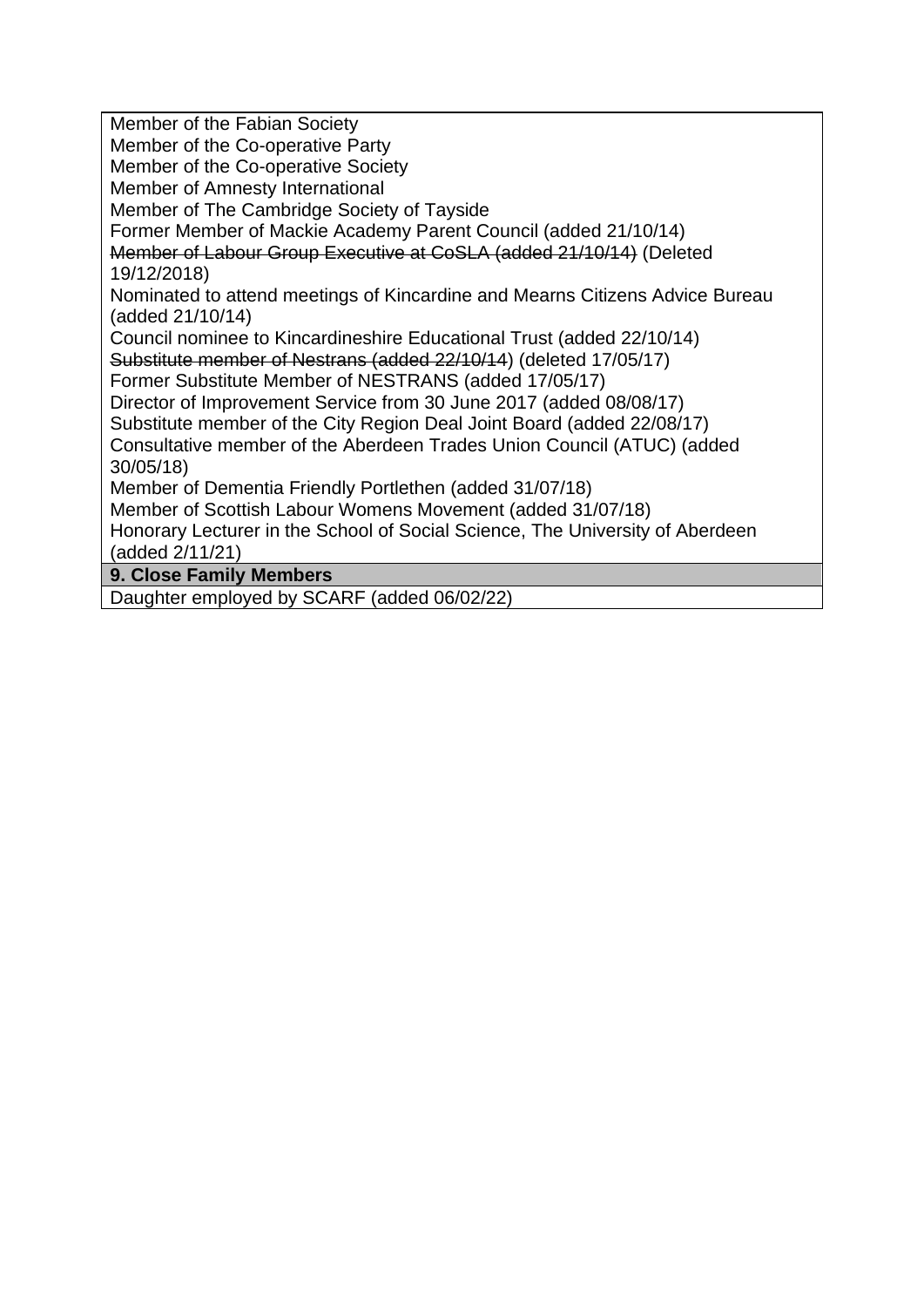| |
|---|
| Member of the Fabian Society<br>Member of the Co-operative Party<br>Member of the Co-operative Society<br>Member of Amnesty International<br>Member of The Cambridge Society of Tayside<br>Former Member of Mackie Academy Parent Council (added 21/10/14)<br>~~Member of Labour Group Executive at CoSLA (added 21/10/14)~~ (Deleted 19/12/2018)<br>Nominated to attend meetings of Kincardine and Mearns Citizens Advice Bureau (added 21/10/14)<br>Council nominee to Kincardineshire Educational Trust (added 22/10/14)<br>~~Substitute member of Nestrans (added 22/10/14~~) (deleted 17/05/17)<br>Former Substitute Member of NESTRANS (added 17/05/17)<br>Director of Improvement Service from 30 June 2017 (added 08/08/17)<br>Substitute member of the City Region Deal Joint Board (added 22/08/17)<br>Consultative member of the Aberdeen Trades Union Council (ATUC) (added 30/05/18)<br>Member of Dementia Friendly Portlethen (added 31/07/18)<br>Member of Scottish Labour Womens Movement (added 31/07/18)<br>Honorary Lecturer in the School of Social Science, The University of Aberdeen (added 2/11/21) |
| **9. Close Family Members** |
| Daughter employed by SCARF (added 06/02/22) |